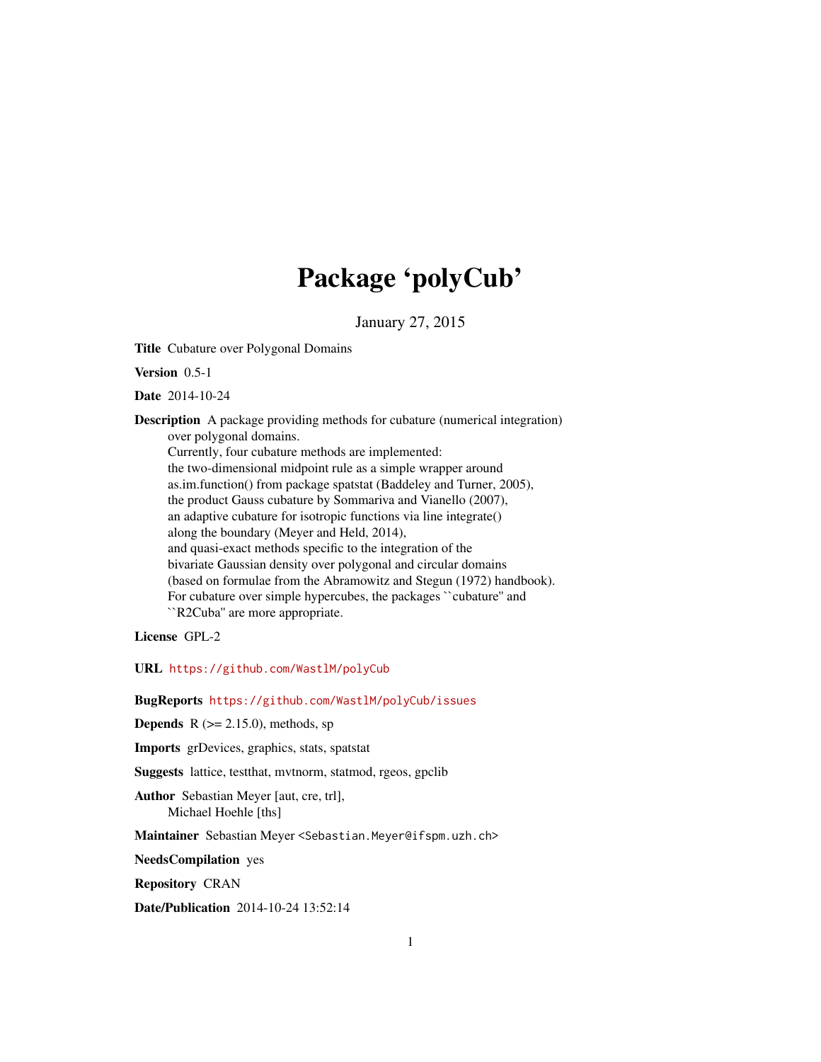# Package 'polyCub'

January 27, 2015

**Title** Cubature over Polygonal Domains

**Version** 0.5-1

**Date** 2014-10-24

**Description** A package providing methods for cubature (numerical integration) over polygonal domains.
Currently, four cubature methods are implemented:
the two-dimensional midpoint rule as a simple wrapper around
as.im.function() from package spatstat (Baddeley and Turner, 2005),
the product Gauss cubature by Sommariva and Vianello (2007),
an adaptive cubature for isotropic functions via line integrate()
along the boundary (Meyer and Held, 2014),
and quasi-exact methods specific to the integration of the
bivariate Gaussian density over polygonal and circular domains
(based on formulae from the Abramowitz and Stegun (1972) handbook).
For cubature over simple hypercubes, the packages ``cubature'' and
``R2Cuba'' are more appropriate.

**License** GPL-2

**URL** https://github.com/WastlM/polyCub

**BugReports** https://github.com/WastlM/polyCub/issues

**Depends** R (>= 2.15.0), methods, sp

**Imports** grDevices, graphics, stats, spatstat

**Suggests** lattice, testthat, mvtnorm, statmod, rgeos, gpclib

**Author** Sebastian Meyer [aut, cre, trl],
Michael Hoehle [ths]

**Maintainer** Sebastian Meyer <Sebastian.Meyer@ifspm.uzh.ch>

**NeedsCompilation** yes

**Repository** CRAN

**Date/Publication** 2014-10-24 13:52:14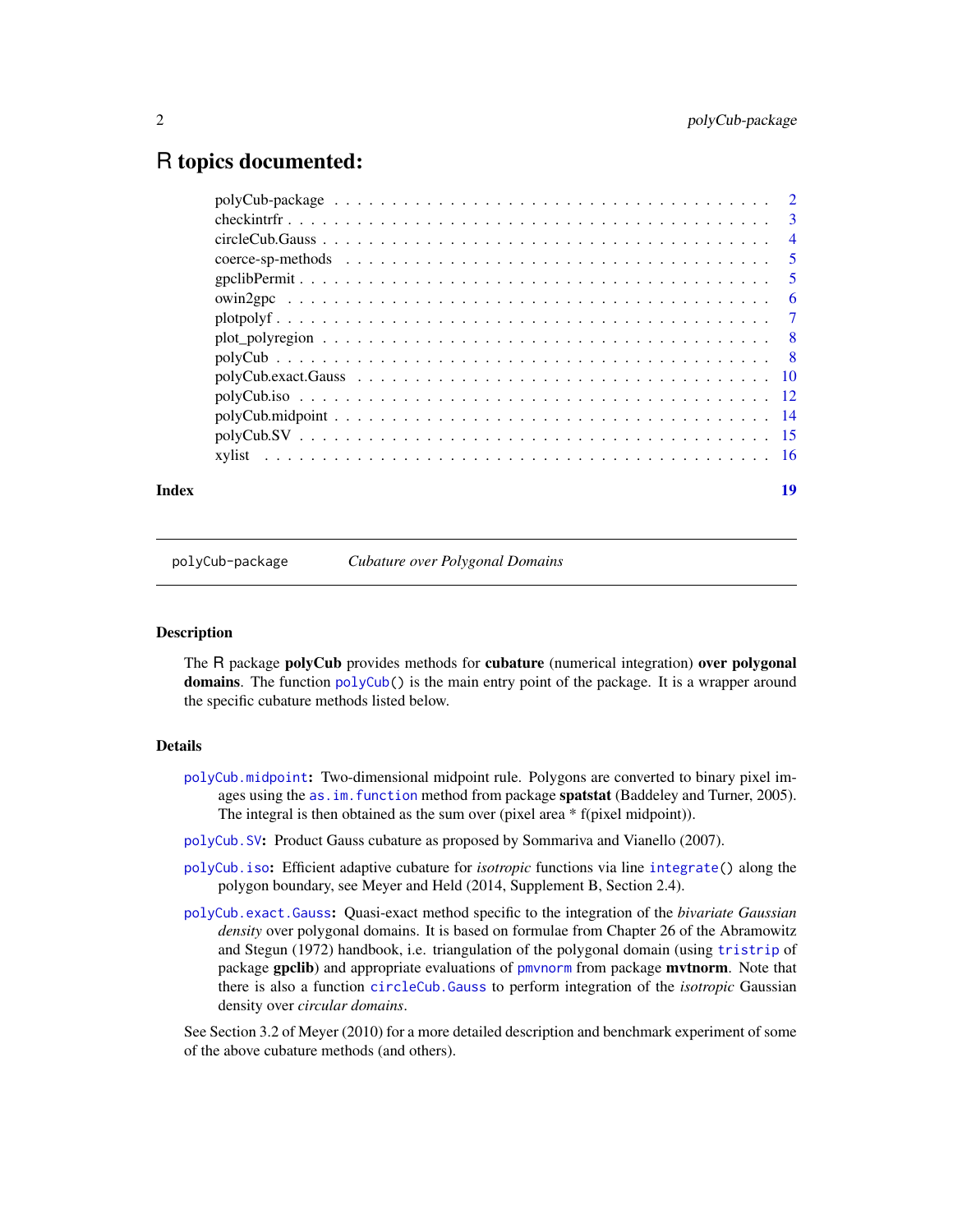# R topics documented:

| | |
|---|---|
| polyCub-package | 2 |
| checkintrfr | 3 |
| circleCub.Gauss | 4 |
| coerce-sp-methods | 5 |
| gpclibPermit | 5 |
| owin2gpc | 6 |
| plotpolyf | 7 |
| plot_polyregion | 8 |
| polyCub | 8 |
| polyCub.exact.Gauss | 10 |
| polyCub.iso | 12 |
| polyCub.midpoint | 14 |
| polyCub.SV | 15 |
| xylist | 16 |

**Index** 19

---

polyCub-package *Cubature over Polygonal Domains*

---

### Description

The R package **polyCub** provides methods for **cubature** (numerical integration) **over polygonal domains**. The function `polyCub()` is the main entry point of the package. It is a wrapper around the specific cubature methods listed below.

### Details

`polyCub.midpoint`**:** Two-dimensional midpoint rule. Polygons are converted to binary pixel images using the `as.im.function` method from package **spatstat** (Baddeley and Turner, 2005). The integral is then obtained as the sum over (pixel area * f(pixel midpoint)).

`polyCub.SV`**:** Product Gauss cubature as proposed by Sommariva and Vianello (2007).

`polyCub.iso`**:** Efficient adaptive cubature for *isotropic* functions via line `integrate()` along the polygon boundary, see Meyer and Held (2014, Supplement B, Section 2.4).

`polyCub.exact.Gauss`**:** Quasi-exact method specific to the integration of the *bivariate Gaussian density* over polygonal domains. It is based on formulae from Chapter 26 of the Abramowitz and Stegun (1972) handbook, i.e. triangulation of the polygonal domain (using `tristrip` of package **gpclib**) and appropriate evaluations of `pmvnorm` from package **mvtnorm**. Note that there is also a function `circleCub.Gauss` to perform integration of the *isotropic* Gaussian density over *circular domains*.

See Section 3.2 of Meyer (2010) for a more detailed description and benchmark experiment of some of the above cubature methods (and others).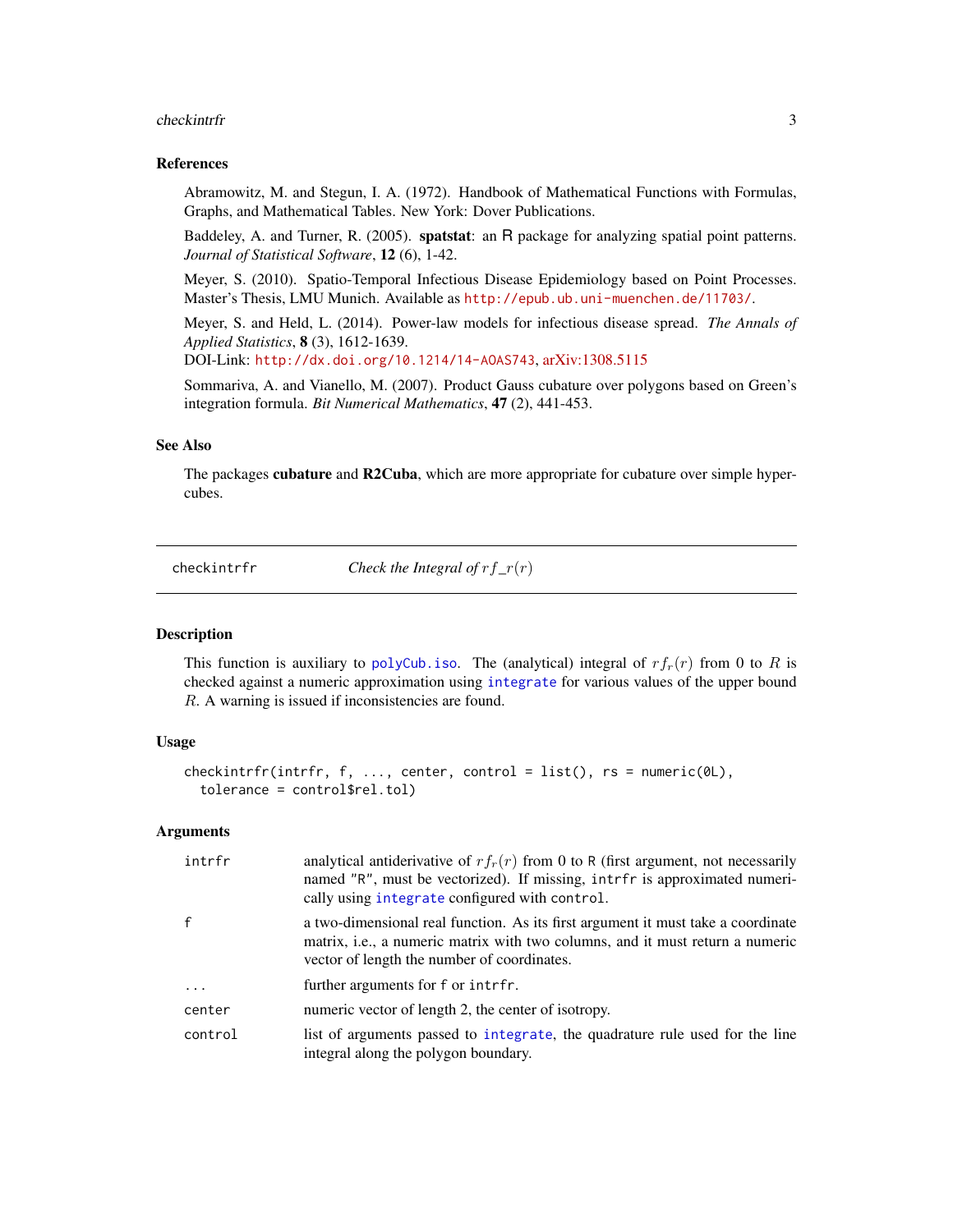## References

Abramowitz, M. and Stegun, I. A. (1972). Handbook of Mathematical Functions with Formulas, Graphs, and Mathematical Tables. New York: Dover Publications.

Baddeley, A. and Turner, R. (2005). **spatstat**: an R package for analyzing spatial point patterns. *Journal of Statistical Software*, **12** (6), 1-42.

Meyer, S. (2010). Spatio-Temporal Infectious Disease Epidemiology based on Point Processes. Master's Thesis, LMU Munich. Available as `http://epub.ub.uni-muenchen.de/11703/`.

Meyer, S. and Held, L. (2014). Power-law models for infectious disease spread. *The Annals of Applied Statistics*, **8** (3), 1612-1639.
DOI-Link: `http://dx.doi.org/10.1214/14-AOAS743`, arXiv:1308.5115

Sommariva, A. and Vianello, M. (2007). Product Gauss cubature over polygons based on Green's integration formula. *Bit Numerical Mathematics*, **47** (2), 441-453.

## See Also

The packages **cubature** and **R2Cuba**, which are more appropriate for cubature over simple hypercubes.

---

# checkintrfr — *Check the Integral of $rf\_r(r)$*

## Description

This function is auxiliary to `polyCub.iso`. The (analytical) integral of $rf_r(r)$ from 0 to $R$ is checked against a numeric approximation using `integrate` for various values of the upper bound $R$. A warning is issued if inconsistencies are found.

## Usage

```
checkintrfr(intrfr, f, ..., center, control = list(), rs = numeric(0L),
  tolerance = control$rel.tol)
```

## Arguments

| | |
|---|---|
| `intrfr` | analytical antiderivative of $rf_r(r)$ from 0 to R (first argument, not necessarily named "R", must be vectorized). If missing, `intrfr` is approximated numerically using `integrate` configured with `control`. |
| `f` | a two-dimensional real function. As its first argument it must take a coordinate matrix, i.e., a numeric matrix with two columns, and it must return a numeric vector of length the number of coordinates. |
| `...` | further arguments for `f` or `intrfr`. |
| `center` | numeric vector of length 2, the center of isotropy. |
| `control` | list of arguments passed to `integrate`, the quadrature rule used for the line integral along the polygon boundary. |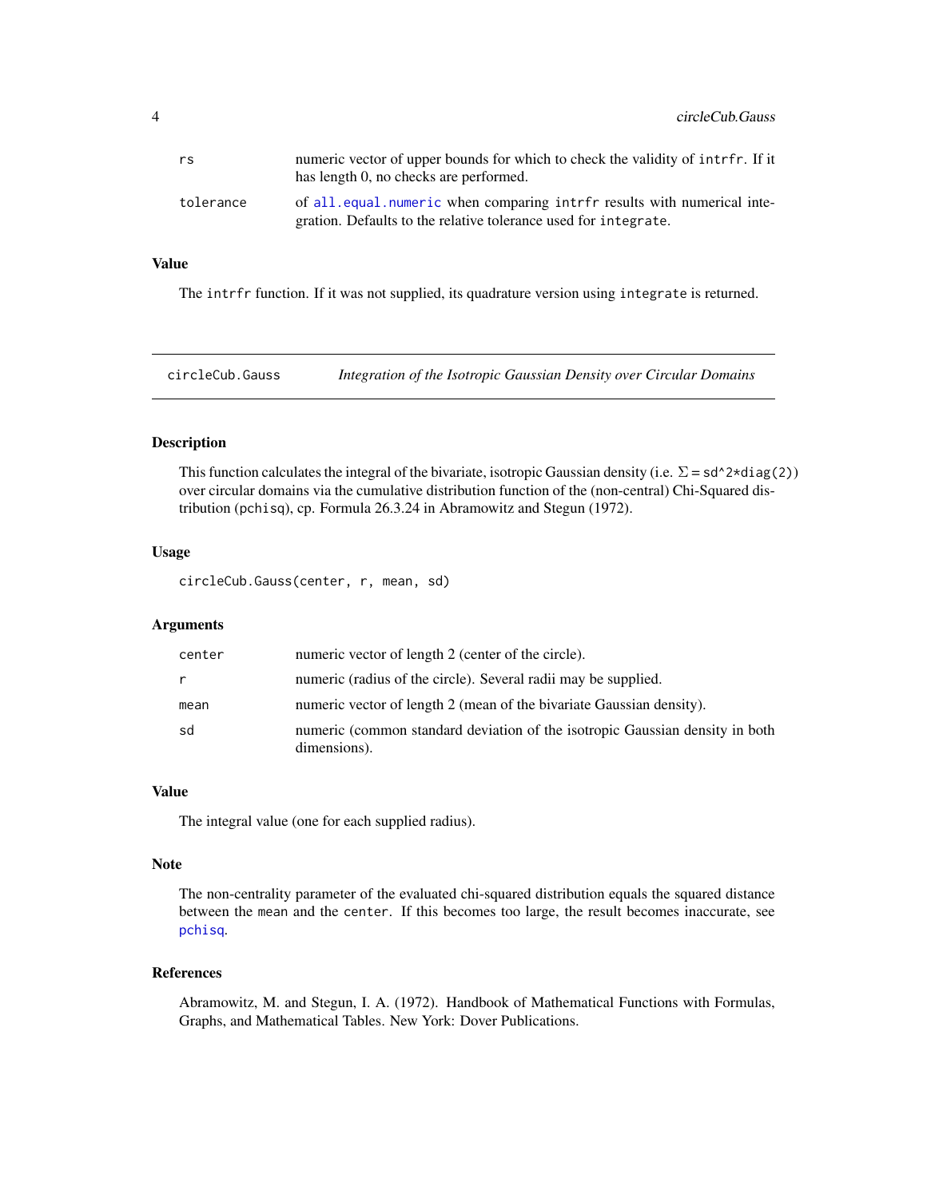| | |
|---|---|
| rs | numeric vector of upper bounds for which to check the validity of intrfr. If it has length 0, no checks are performed. |
| tolerance | of all.equal.numeric when comparing intrfr results with numerical integration. Defaults to the relative tolerance used for integrate. |

### Value

The intrfr function. If it was not supplied, its quadrature version using integrate is returned.

---

## circleCub.Gauss — *Integration of the Isotropic Gaussian Density over Circular Domains*

### Description

This function calculates the integral of the bivariate, isotropic Gaussian density (i.e. $\Sigma$ = sd^2*diag(2)) over circular domains via the cumulative distribution function of the (non-central) Chi-Squared distribution (pchisq), cp. Formula 26.3.24 in Abramowitz and Stegun (1972).

### Usage

```
circleCub.Gauss(center, r, mean, sd)
```

### Arguments

| | |
|---|---|
| center | numeric vector of length 2 (center of the circle). |
| r | numeric (radius of the circle). Several radii may be supplied. |
| mean | numeric vector of length 2 (mean of the bivariate Gaussian density). |
| sd | numeric (common standard deviation of the isotropic Gaussian density in both dimensions). |

### Value

The integral value (one for each supplied radius).

### Note

The non-centrality parameter of the evaluated chi-squared distribution equals the squared distance between the mean and the center. If this becomes too large, the result becomes inaccurate, see pchisq.

### References

Abramowitz, M. and Stegun, I. A. (1972). Handbook of Mathematical Functions with Formulas, Graphs, and Mathematical Tables. New York: Dover Publications.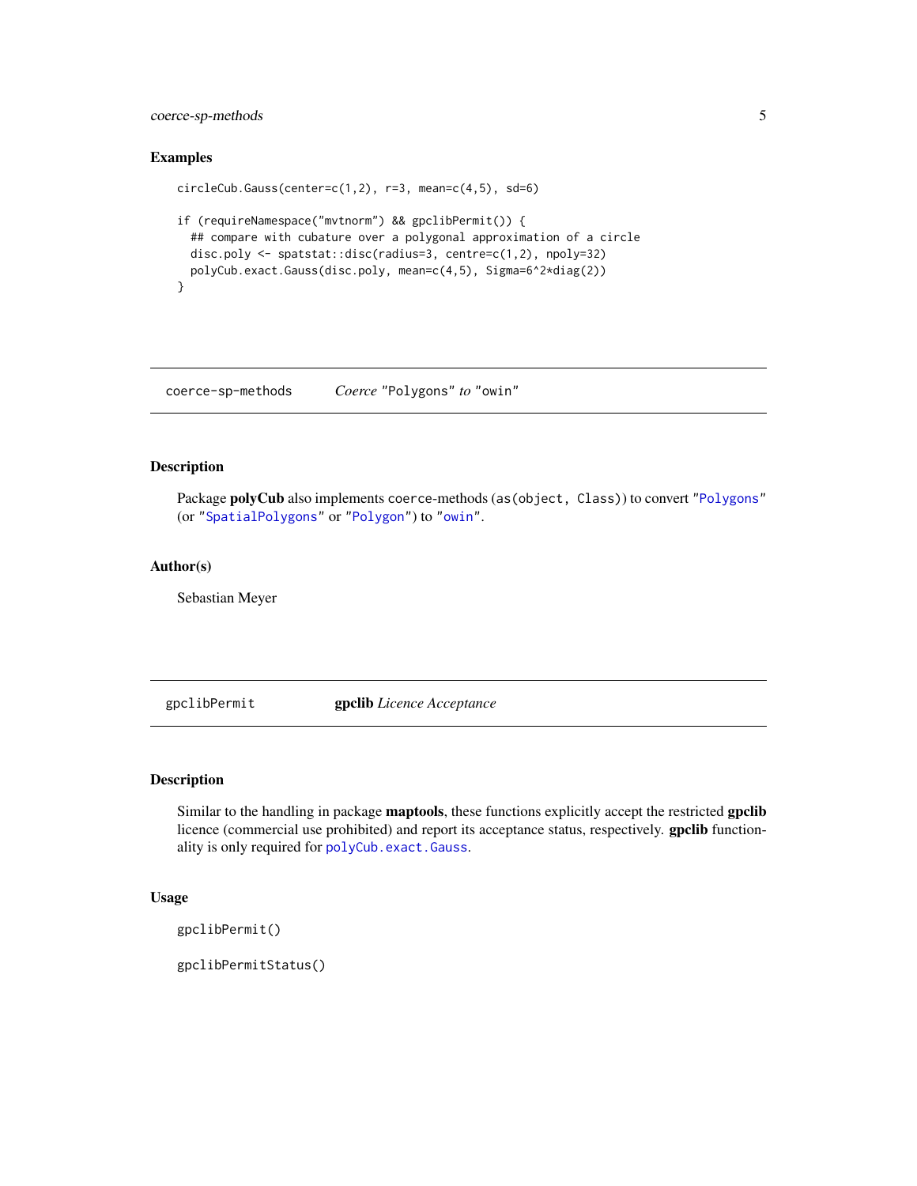### Examples

```
circleCub.Gauss(center=c(1,2), r=3, mean=c(4,5), sd=6)

if (requireNamespace("mvtnorm") && gpclibPermit()) {
  ## compare with cubature over a polygonal approximation of a circle
  disc.poly <- spatstat::disc(radius=3, centre=c(1,2), npoly=32)
  polyCub.exact.Gauss(disc.poly, mean=c(4,5), Sigma=6^2*diag(2))
}
```

---

## coerce-sp-methods — *Coerce* "Polygons" *to* "owin"

### Description

Package **polyCub** also implements coerce-methods (`as(object, Class)`) to convert "Polygons" (or "SpatialPolygons" or "Polygon") to "owin".

### Author(s)

Sebastian Meyer

---

## gpclibPermit — **gpclib** *Licence Acceptance*

### Description

Similar to the handling in package **maptools**, these functions explicitly accept the restricted **gpclib** licence (commercial use prohibited) and report its acceptance status, respectively. **gpclib** functionality is only required for `polyCub.exact.Gauss`.

### Usage

```
gpclibPermit()

gpclibPermitStatus()
```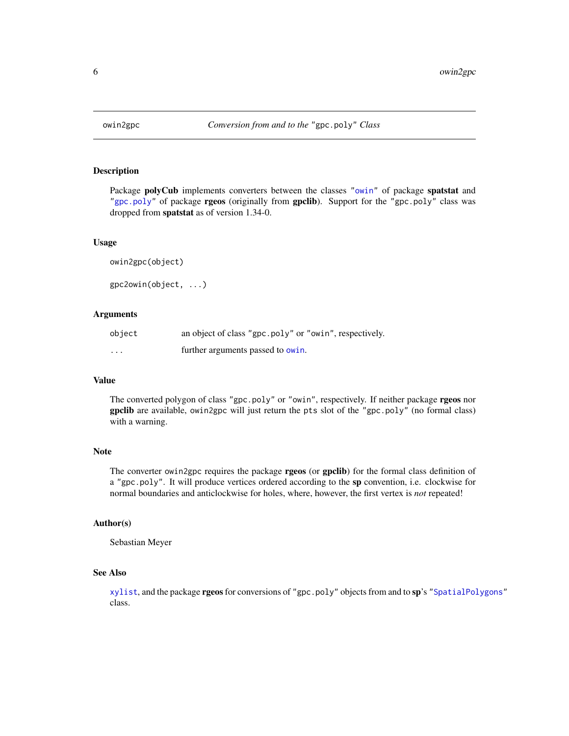owin2gpc *Conversion from and to the "gpc.poly" Class*

### Description

Package **polyCub** implements converters between the classes "owin" of package **spatstat** and "gpc.poly" of package **rgeos** (originally from **gpclib**). Support for the "gpc.poly" class was dropped from **spatstat** as of version 1.34-0.

### Usage

```
owin2gpc(object)

gpc2owin(object, ...)
```

### Arguments

| | |
|---|---|
| object | an object of class "gpc.poly" or "owin", respectively. |
| ... | further arguments passed to owin. |

### Value

The converted polygon of class "gpc.poly" or "owin", respectively. If neither package **rgeos** nor **gpclib** are available, owin2gpc will just return the pts slot of the "gpc.poly" (no formal class) with a warning.

### Note

The converter owin2gpc requires the package **rgeos** (or **gpclib**) for the formal class definition of a "gpc.poly". It will produce vertices ordered according to the **sp** convention, i.e. clockwise for normal boundaries and anticlockwise for holes, where, however, the first vertex is *not* repeated!

### Author(s)

Sebastian Meyer

### See Also

xylist, and the package **rgeos** for conversions of "gpc.poly" objects from and to **sp**'s "SpatialPolygons" class.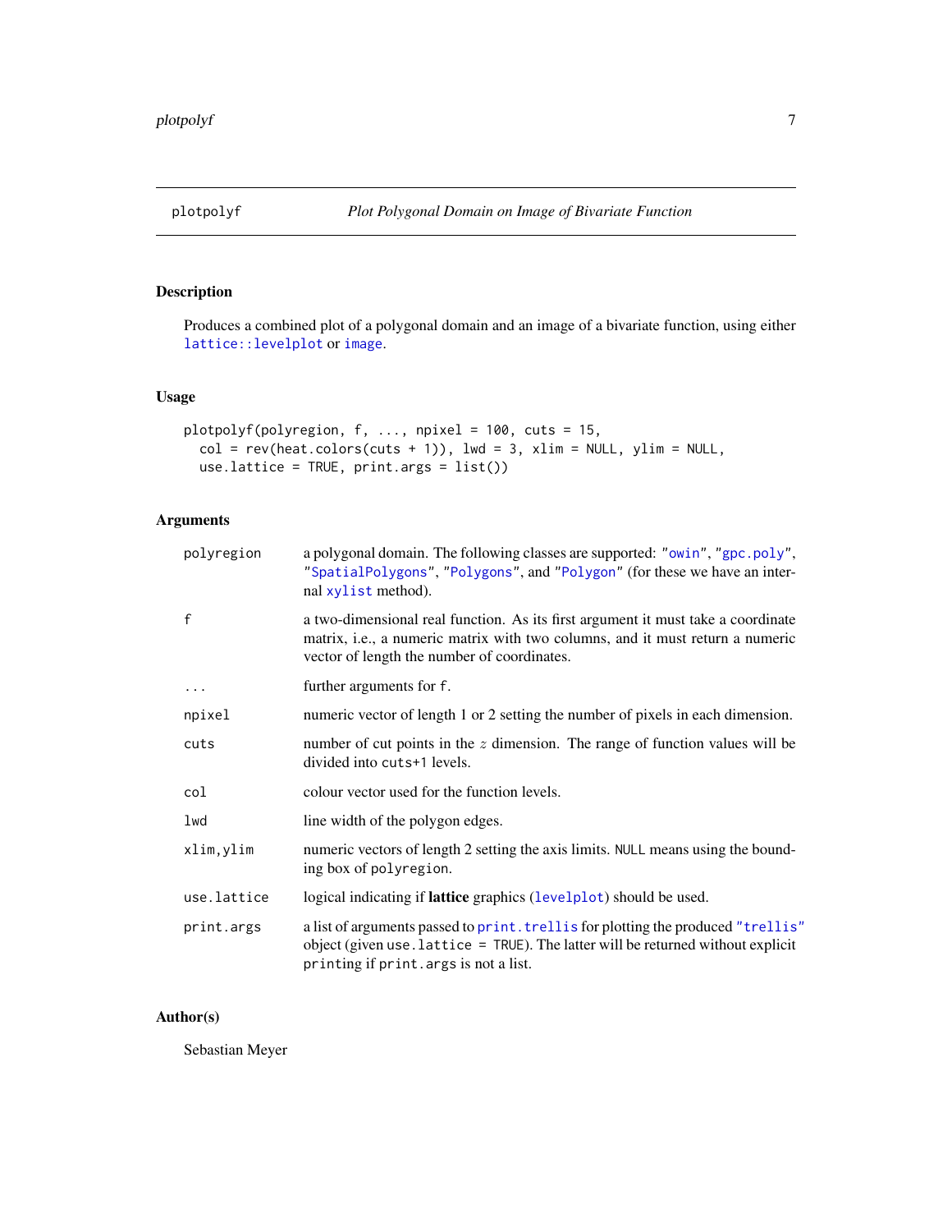## plotpolyf — *Plot Polygonal Domain on Image of Bivariate Function*

### Description

Produces a combined plot of a polygonal domain and an image of a bivariate function, using either `lattice::levelplot` or `image`.

### Usage

```
plotpolyf(polyregion, f, ..., npixel = 100, cuts = 15,
  col = rev(heat.colors(cuts + 1)), lwd = 3, xlim = NULL, ylim = NULL,
  use.lattice = TRUE, print.args = list())
```

### Arguments

| | |
|---|---|
| `polyregion` | a polygonal domain. The following classes are supported: `"owin"`, `"gpc.poly"`, `"SpatialPolygons"`, `"Polygons"`, and `"Polygon"` (for these we have an internal `xylist` method). |
| `f` | a two-dimensional real function. As its first argument it must take a coordinate matrix, i.e., a numeric matrix with two columns, and it must return a numeric vector of length the number of coordinates. |
| `...` | further arguments for `f`. |
| `npixel` | numeric vector of length 1 or 2 setting the number of pixels in each dimension. |
| `cuts` | number of cut points in the $z$ dimension. The range of function values will be divided into `cuts+1` levels. |
| `col` | colour vector used for the function levels. |
| `lwd` | line width of the polygon edges. |
| `xlim,ylim` | numeric vectors of length 2 setting the axis limits. `NULL` means using the bounding box of `polyregion`. |
| `use.lattice` | logical indicating if **lattice** graphics (`levelplot`) should be used. |
| `print.args` | a list of arguments passed to `print.trellis` for plotting the produced `"trellis"` object (given `use.lattice = TRUE`). The latter will be returned without explicit printing if `print.args` is not a list. |

### Author(s)

Sebastian Meyer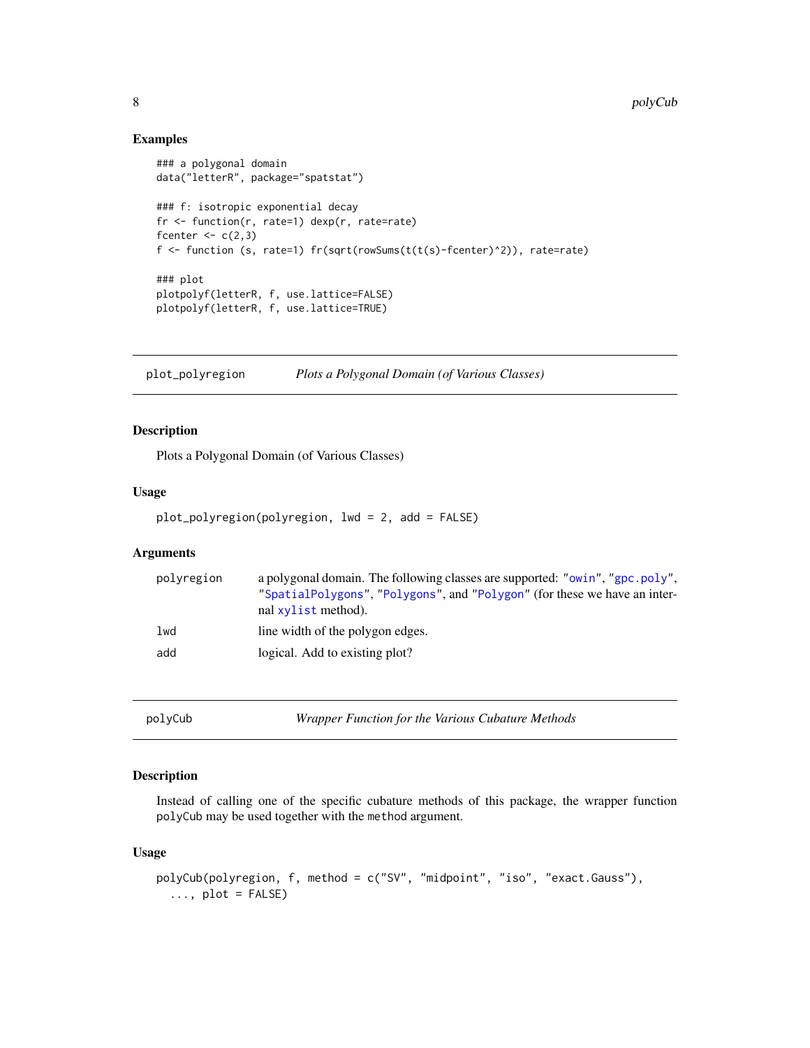## Examples

```
### a polygonal domain
data("letterR", package="spatstat")

### f: isotropic exponential decay
fr <- function(r, rate=1) dexp(r, rate=rate)
fcenter <- c(2,3)
f <- function (s, rate=1) fr(sqrt(rowSums(t(t(s)-fcenter)^2)), rate=rate)

### plot
plotpolyf(letterR, f, use.lattice=FALSE)
plotpolyf(letterR, f, use.lattice=TRUE)
```

---

# plot_polyregion — *Plots a Polygonal Domain (of Various Classes)*

## Description

Plots a Polygonal Domain (of Various Classes)

## Usage

```
plot_polyregion(polyregion, lwd = 2, add = FALSE)
```

## Arguments

| | |
|---|---|
| polyregion | a polygonal domain. The following classes are supported: "owin", "gpc.poly", "SpatialPolygons", "Polygons", and "Polygon" (for these we have an internal xylist method). |
| lwd | line width of the polygon edges. |
| add | logical. Add to existing plot? |

---

# polyCub — *Wrapper Function for the Various Cubature Methods*

## Description

Instead of calling one of the specific cubature methods of this package, the wrapper function polyCub may be used together with the method argument.

## Usage

```
polyCub(polyregion, f, method = c("SV", "midpoint", "iso", "exact.Gauss"),
  ..., plot = FALSE)
```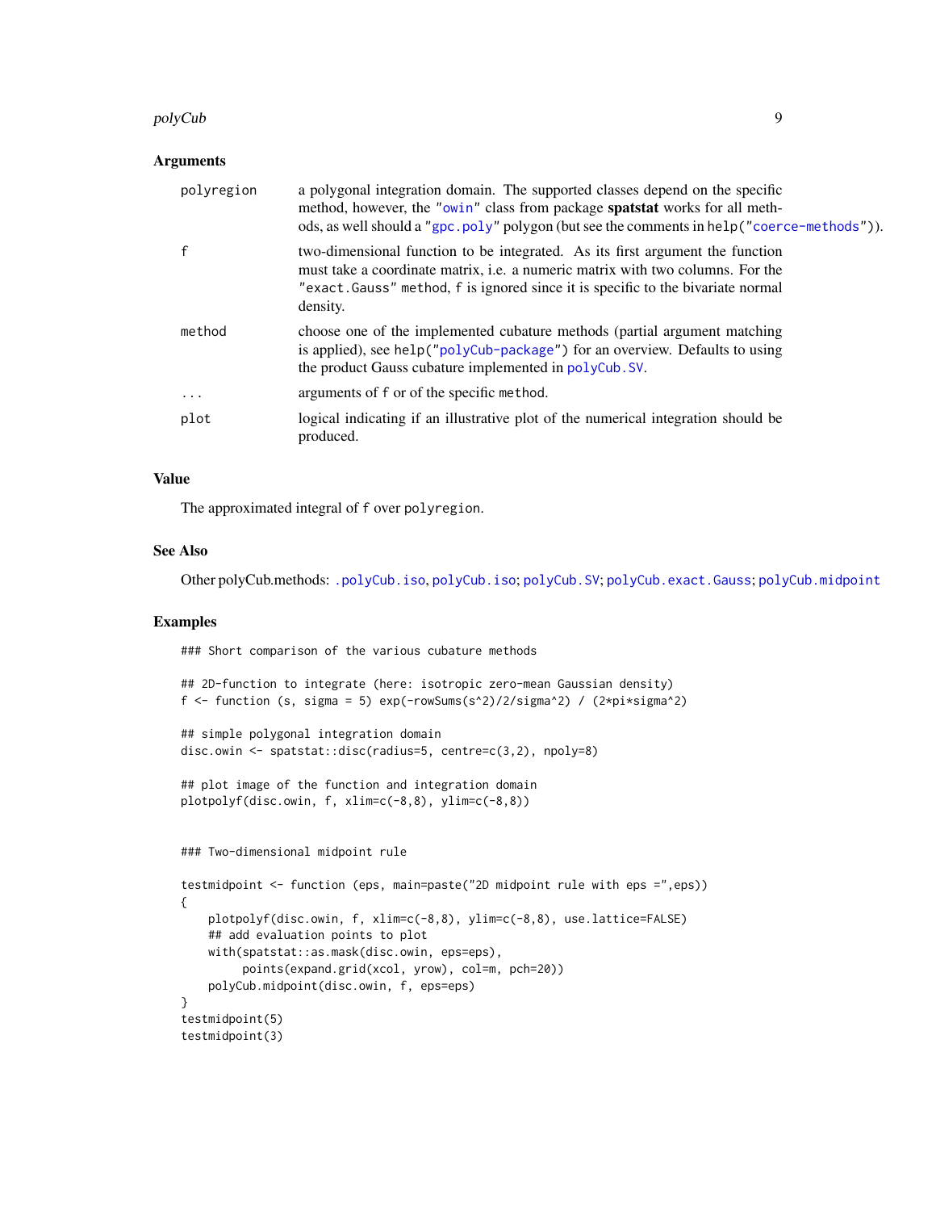## Arguments

| | |
|---|---|
| polyregion | a polygonal integration domain. The supported classes depend on the specific method, however, the `"owin"` class from package **spatstat** works for all methods, as well should a `"gpc.poly"` polygon (but see the comments in `help("coerce-methods")`). |
| f | two-dimensional function to be integrated. As its first argument the function must take a coordinate matrix, i.e. a numeric matrix with two columns. For the `"exact.Gauss"` method, `f` is ignored since it is specific to the bivariate normal density. |
| method | choose one of the implemented cubature methods (partial argument matching is applied), see `help("polyCub-package")` for an overview. Defaults to using the product Gauss cubature implemented in `polyCub.SV`. |
| ... | arguments of `f` or of the specific `method`. |
| plot | logical indicating if an illustrative plot of the numerical integration should be produced. |

## Value

The approximated integral of `f` over `polyregion`.

## See Also

Other polyCub.methods: `.polyCub.iso`, `polyCub.iso`; `polyCub.SV`; `polyCub.exact.Gauss`; `polyCub.midpoint`

## Examples

```
### Short comparison of the various cubature methods

## 2D-function to integrate (here: isotropic zero-mean Gaussian density)
f <- function (s, sigma = 5) exp(-rowSums(s^2)/2/sigma^2) / (2*pi*sigma^2)

## simple polygonal integration domain
disc.owin <- spatstat::disc(radius=5, centre=c(3,2), npoly=8)

## plot image of the function and integration domain
plotpolyf(disc.owin, f, xlim=c(-8,8), ylim=c(-8,8))


### Two-dimensional midpoint rule

testmidpoint <- function (eps, main=paste("2D midpoint rule with eps =",eps))
{
    plotpolyf(disc.owin, f, xlim=c(-8,8), ylim=c(-8,8), use.lattice=FALSE)
    ## add evaluation points to plot
    with(spatstat::as.mask(disc.owin, eps=eps),
         points(expand.grid(xcol, yrow), col=m, pch=20))
    polyCub.midpoint(disc.owin, f, eps=eps)
}
testmidpoint(5)
testmidpoint(3)
```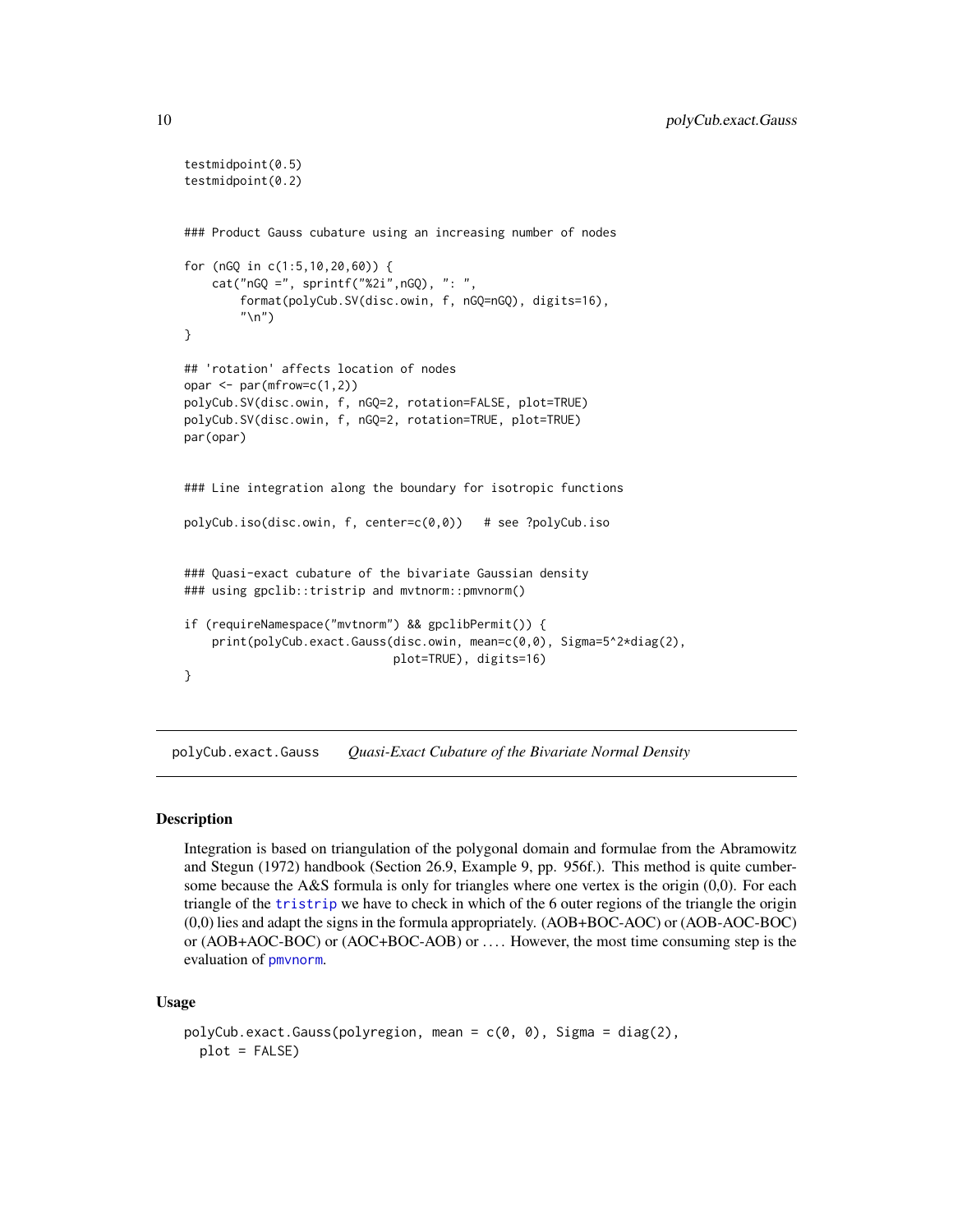```
testmidpoint(0.5)
testmidpoint(0.2)


### Product Gauss cubature using an increasing number of nodes

for (nGQ in c(1:5,10,20,60)) {
    cat("nGQ =", sprintf("%2i",nGQ), ": ",
        format(polyCub.SV(disc.owin, f, nGQ=nGQ), digits=16),
        "\n")
}

## 'rotation' affects location of nodes
opar <- par(mfrow=c(1,2))
polyCub.SV(disc.owin, f, nGQ=2, rotation=FALSE, plot=TRUE)
polyCub.SV(disc.owin, f, nGQ=2, rotation=TRUE, plot=TRUE)
par(opar)


### Line integration along the boundary for isotropic functions

polyCub.iso(disc.owin, f, center=c(0,0))   # see ?polyCub.iso


### Quasi-exact cubature of the bivariate Gaussian density
### using gpclib::tristrip and mvtnorm::pmvnorm()

if (requireNamespace("mvtnorm") && gpclibPermit()) {
    print(polyCub.exact.Gauss(disc.owin, mean=c(0,0), Sigma=5^2*diag(2),
                              plot=TRUE), digits=16)
}
```

---

polyCub.exact.Gauss     *Quasi-Exact Cubature of the Bivariate Normal Density*

---

## Description

Integration is based on triangulation of the polygonal domain and formulae from the Abramowitz and Stegun (1972) handbook (Section 26.9, Example 9, pp. 956f.). This method is quite cumbersome because the A&S formula is only for triangles where one vertex is the origin (0,0). For each triangle of the `tristrip` we have to check in which of the 6 outer regions of the triangle the origin (0,0) lies and adapt the signs in the formula appropriately. (AOB+BOC-AOC) or (AOB-AOC-BOC) or (AOB+AOC-BOC) or (AOC+BOC-AOB) or .... However, the most time consuming step is the evaluation of `pmvnorm`.

## Usage

```
polyCub.exact.Gauss(polyregion, mean = c(0, 0), Sigma = diag(2),
  plot = FALSE)
```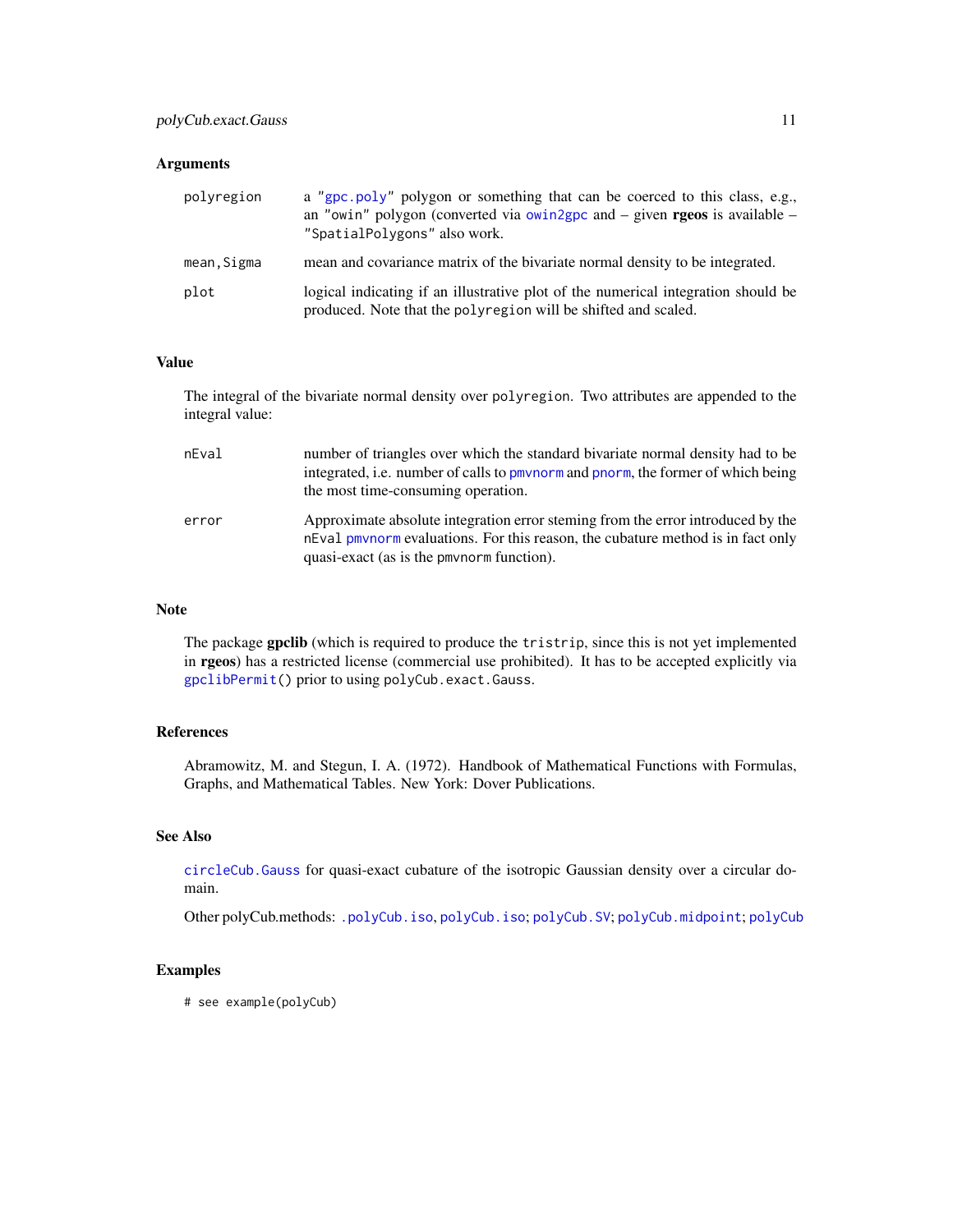## Arguments

| | |
|---|---|
| `polyregion` | a `"gpc.poly"` polygon or something that can be coerced to this class, e.g., an `"owin"` polygon (converted via `owin2gpc` and – given **rgeos** is available – `"SpatialPolygons"` also work. |
| `mean, Sigma` | mean and covariance matrix of the bivariate normal density to be integrated. |
| `plot` | logical indicating if an illustrative plot of the numerical integration should be produced. Note that the `polyregion` will be shifted and scaled. |

## Value

The integral of the bivariate normal density over `polyregion`. Two attributes are appended to the integral value:

| | |
|---|---|
| `nEval` | number of triangles over which the standard bivariate normal density had to be integrated, i.e. number of calls to `pmvnorm` and `pnorm`, the former of which being the most time-consuming operation. |
| `error` | Approximate absolute integration error steming from the error introduced by the `nEval` `pmvnorm` evaluations. For this reason, the cubature method is in fact only quasi-exact (as is the `pmvnorm` function). |

## Note

The package **gpclib** (which is required to produce the `tristrip`, since this is not yet implemented in **rgeos**) has a restricted license (commercial use prohibited). It has to be accepted explicitly via `gpclibPermit()` prior to using `polyCub.exact.Gauss`.

## References

Abramowitz, M. and Stegun, I. A. (1972). Handbook of Mathematical Functions with Formulas, Graphs, and Mathematical Tables. New York: Dover Publications.

## See Also

`circleCub.Gauss` for quasi-exact cubature of the isotropic Gaussian density over a circular domain.

Other polyCub.methods: `.polyCub.iso`, `polyCub.iso`; `polyCub.SV`; `polyCub.midpoint`; `polyCub`

## Examples

```
# see example(polyCub)
```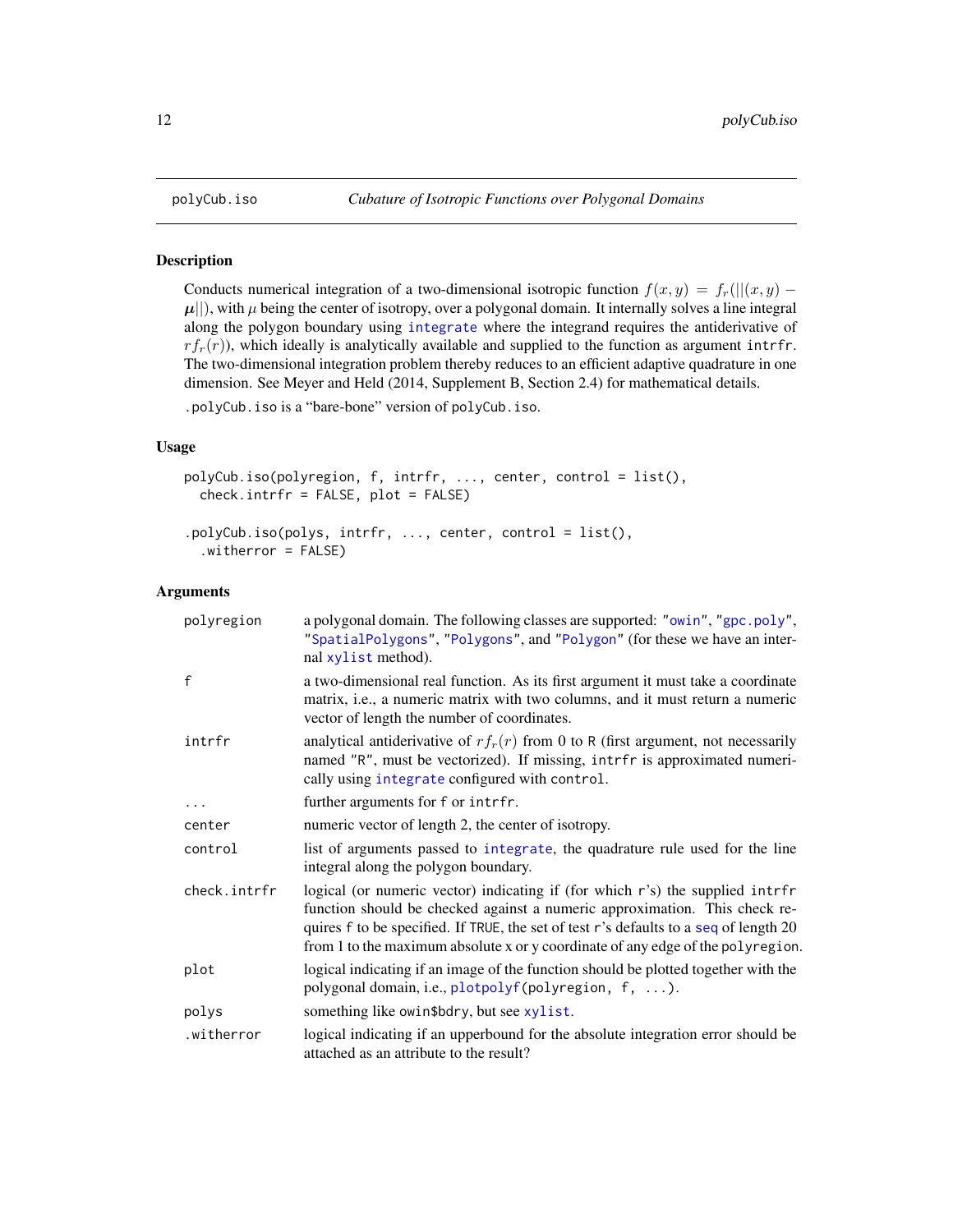# polyCub.iso — *Cubature of Isotropic Functions over Polygonal Domains*

## Description

Conducts numerical integration of a two-dimensional isotropic function $f(x,y) = f_r(||(x,y) - \boldsymbol{\mu}||)$, with $\mu$ being the center of isotropy, over a polygonal domain. It internally solves a line integral along the polygon boundary using `integrate` where the integrand requires the antiderivative of $r f_r(r)$), which ideally is analytically available and supplied to the function as argument `intrfr`. The two-dimensional integration problem thereby reduces to an efficient adaptive quadrature in one dimension. See Meyer and Held (2014, Supplement B, Section 2.4) for mathematical details.

`.polyCub.iso` is a "bare-bone" version of `polyCub.iso`.

## Usage

```
polyCub.iso(polyregion, f, intrfr, ..., center, control = list(),
  check.intrfr = FALSE, plot = FALSE)

.polyCub.iso(polys, intrfr, ..., center, control = list(),
  .witherror = FALSE)
```

## Arguments

| Argument | Description |
|---|---|
| `polyregion` | a polygonal domain. The following classes are supported: "`owin`", "`gpc.poly`", "`SpatialPolygons`", "`Polygons`", and "`Polygon`" (for these we have an internal `xylist` method). |
| `f` | a two-dimensional real function. As its first argument it must take a coordinate matrix, i.e., a numeric matrix with two columns, and it must return a numeric vector of length the number of coordinates. |
| `intrfr` | analytical antiderivative of $r f_r(r)$ from 0 to `R` (first argument, not necessarily named "`R`", must be vectorized). If missing, `intrfr` is approximated numerically using `integrate` configured with `control`. |
| `...` | further arguments for `f` or `intrfr`. |
| `center` | numeric vector of length 2, the center of isotropy. |
| `control` | list of arguments passed to `integrate`, the quadrature rule used for the line integral along the polygon boundary. |
| `check.intrfr` | logical (or numeric vector) indicating if (for which `r`'s) the supplied `intrfr` function should be checked against a numeric approximation. This check requires `f` to be specified. If `TRUE`, the set of test `r`'s defaults to a `seq` of length 20 from 1 to the maximum absolute x or y coordinate of any edge of the `polyregion`. |
| `plot` | logical indicating if an image of the function should be plotted together with the polygonal domain, i.e., `plotpolyf(polyregion, f, ...)`. |
| `polys` | something like `owin$bdry`, but see `xylist`. |
| `.witherror` | logical indicating if an upperbound for the absolute integration error should be attached as an attribute to the result? |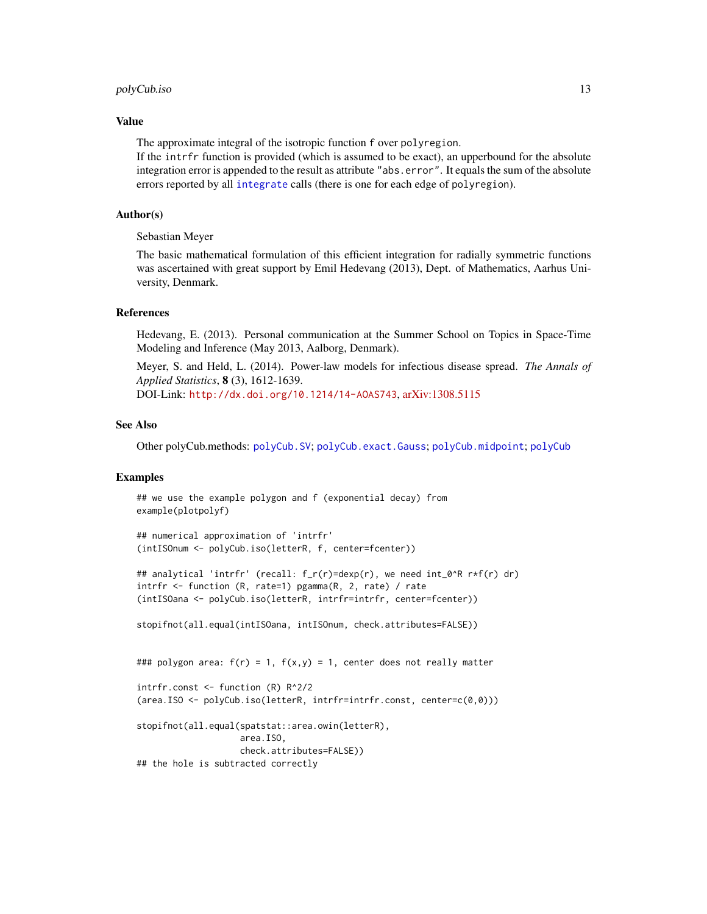## Value

The approximate integral of the isotropic function `f` over `polyregion`.
If the `intrfr` function is provided (which is assumed to be exact), an upperbound for the absolute integration error is appended to the result as attribute `"abs.error"`. It equals the sum of the absolute errors reported by all `integrate` calls (there is one for each edge of `polyregion`).

## Author(s)

Sebastian Meyer

The basic mathematical formulation of this efficient integration for radially symmetric functions was ascertained with great support by Emil Hedevang (2013), Dept. of Mathematics, Aarhus University, Denmark.

## References

Hedevang, E. (2013). Personal communication at the Summer School on Topics in Space-Time Modeling and Inference (May 2013, Aalborg, Denmark).

Meyer, S. and Held, L. (2014). Power-law models for infectious disease spread. *The Annals of Applied Statistics*, **8** (3), 1612-1639.
DOI-Link: `http://dx.doi.org/10.1214/14-AOAS743`, arXiv:1308.5115

## See Also

Other polyCub.methods: `polyCub.SV`; `polyCub.exact.Gauss`; `polyCub.midpoint`; `polyCub`

## Examples

```
## we use the example polygon and f (exponential decay) from
example(plotpolyf)

## numerical approximation of 'intrfr'
(intISOnum <- polyCub.iso(letterR, f, center=fcenter))

## analytical 'intrfr' (recall: f_r(r)=dexp(r), we need int_0^R r*f(r) dr)
intrfr <- function (R, rate=1) pgamma(R, 2, rate) / rate
(intISOana <- polyCub.iso(letterR, intrfr=intrfr, center=fcenter))

stopifnot(all.equal(intISOana, intISOnum, check.attributes=FALSE))


### polygon area: f(r) = 1, f(x,y) = 1, center does not really matter

intrfr.const <- function (R) R^2/2
(area.ISO <- polyCub.iso(letterR, intrfr=intrfr.const, center=c(0,0)))

stopifnot(all.equal(spatstat::area.owin(letterR),
                    area.ISO,
                    check.attributes=FALSE))
## the hole is subtracted correctly
```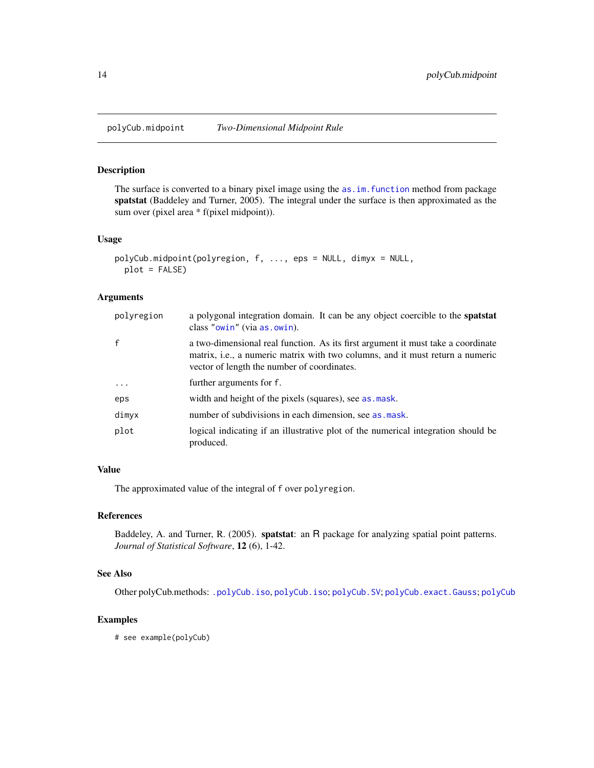## polyCub.midpoint *Two-Dimensional Midpoint Rule*

### Description

The surface is converted to a binary pixel image using the `as.im.function` method from package **spatstat** (Baddeley and Turner, 2005). The integral under the surface is then approximated as the sum over (pixel area * f(pixel midpoint)).

### Usage

```
polyCub.midpoint(polyregion, f, ..., eps = NULL, dimyx = NULL,
  plot = FALSE)
```

### Arguments

| | |
|---|---|
| `polyregion` | a polygonal integration domain. It can be any object coercible to the **spatstat** class `"owin"` (via `as.owin`). |
| `f` | a two-dimensional real function. As its first argument it must take a coordinate matrix, i.e., a numeric matrix with two columns, and it must return a numeric vector of length the number of coordinates. |
| `...` | further arguments for `f`. |
| `eps` | width and height of the pixels (squares), see `as.mask`. |
| `dimyx` | number of subdivisions in each dimension, see `as.mask`. |
| `plot` | logical indicating if an illustrative plot of the numerical integration should be produced. |

### Value

The approximated value of the integral of `f` over `polyregion`.

### References

Baddeley, A. and Turner, R. (2005). **spatstat**: an R package for analyzing spatial point patterns. *Journal of Statistical Software*, **12** (6), 1-42.

### See Also

Other polyCub.methods: `.polyCub.iso`, `polyCub.iso`; `polyCub.SV`; `polyCub.exact.Gauss`; `polyCub`

### Examples

```
# see example(polyCub)
```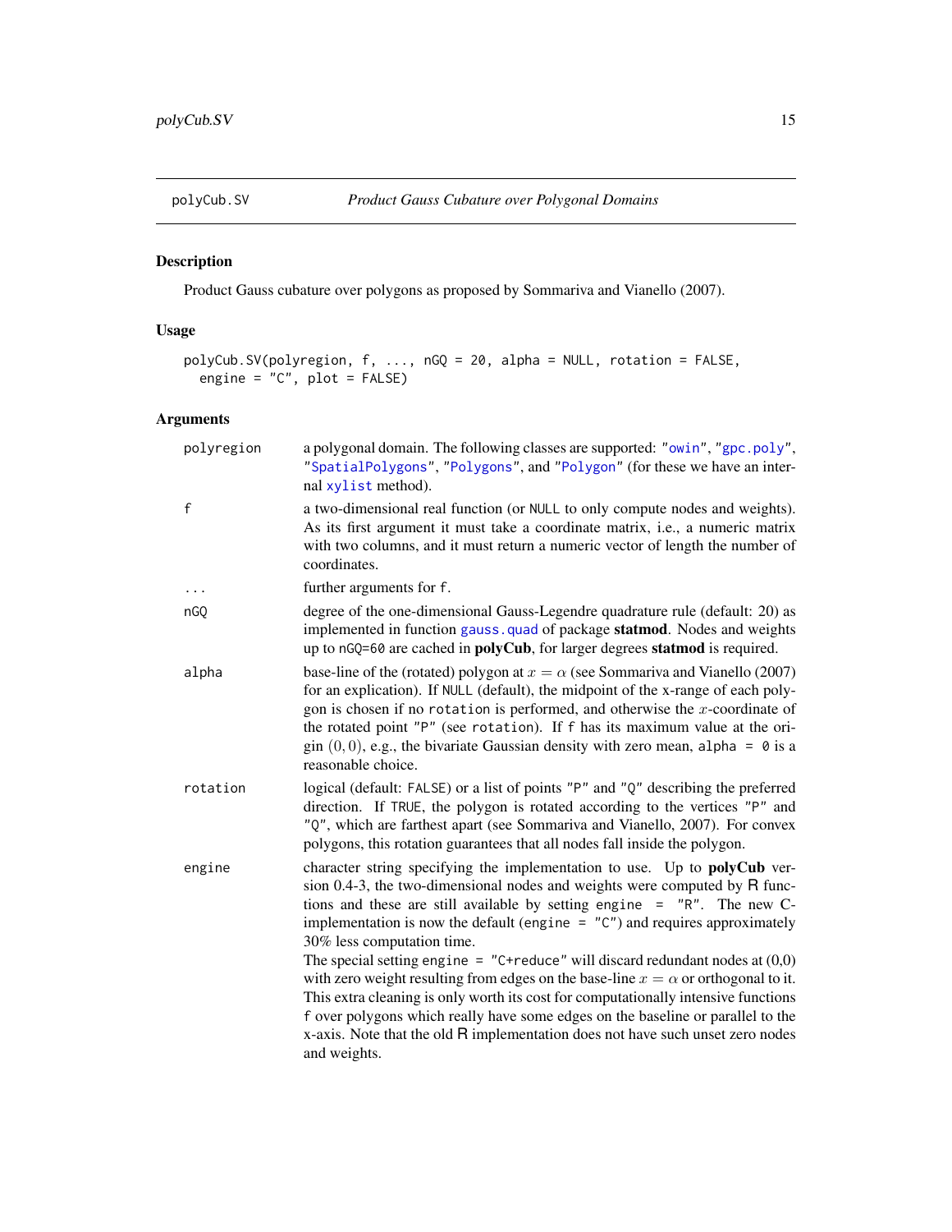## polyCub.SV — *Product Gauss Cubature over Polygonal Domains*

### Description

Product Gauss cubature over polygons as proposed by Sommariva and Vianello (2007).

### Usage

```
polyCub.SV(polyregion, f, ..., nGQ = 20, alpha = NULL, rotation = FALSE,
  engine = "C", plot = FALSE)
```

### Arguments

| Argument | Description |
|---|---|
| `polyregion` | a polygonal domain. The following classes are supported: `"owin"`, `"gpc.poly"`, `"SpatialPolygons"`, `"Polygons"`, and `"Polygon"` (for these we have an internal `xylist` method). |
| `f` | a two-dimensional real function (or `NULL` to only compute nodes and weights). As its first argument it must take a coordinate matrix, i.e., a numeric matrix with two columns, and it must return a numeric vector of length the number of coordinates. |
| `...` | further arguments for `f`. |
| `nGQ` | degree of the one-dimensional Gauss-Legendre quadrature rule (default: 20) as implemented in function `gauss.quad` of package **statmod**. Nodes and weights up to `nGQ=60` are cached in **polyCub**, for larger degrees **statmod** is required. |
| `alpha` | base-line of the (rotated) polygon at $x = \alpha$ (see Sommariva and Vianello (2007) for an explication). If `NULL` (default), the midpoint of the x-range of each polygon is chosen if no `rotation` is performed, and otherwise the $x$-coordinate of the rotated point `"P"` (see `rotation`). If `f` has its maximum value at the origin $(0, 0)$, e.g., the bivariate Gaussian density with zero mean, `alpha = 0` is a reasonable choice. |
| `rotation` | logical (default: `FALSE`) or a list of points `"P"` and `"Q"` describing the preferred direction. If `TRUE`, the polygon is rotated according to the vertices `"P"` and `"Q"`, which are farthest apart (see Sommariva and Vianello, 2007). For convex polygons, this rotation guarantees that all nodes fall inside the polygon. |
| `engine` | character string specifying the implementation to use. Up to **polyCub** version 0.4-3, the two-dimensional nodes and weights were computed by R functions and these are still available by setting `engine = "R"`. The new C-implementation is now the default (`engine = "C"`) and requires approximately 30% less computation time. <br> The special setting `engine = "C+reduce"` will discard redundant nodes at (0,0) with zero weight resulting from edges on the base-line $x = \alpha$ or orthogonal to it. This extra cleaning is only worth its cost for computationally intensive functions `f` over polygons which really have some edges on the baseline or parallel to the x-axis. Note that the old R implementation does not have such unset zero nodes and weights. |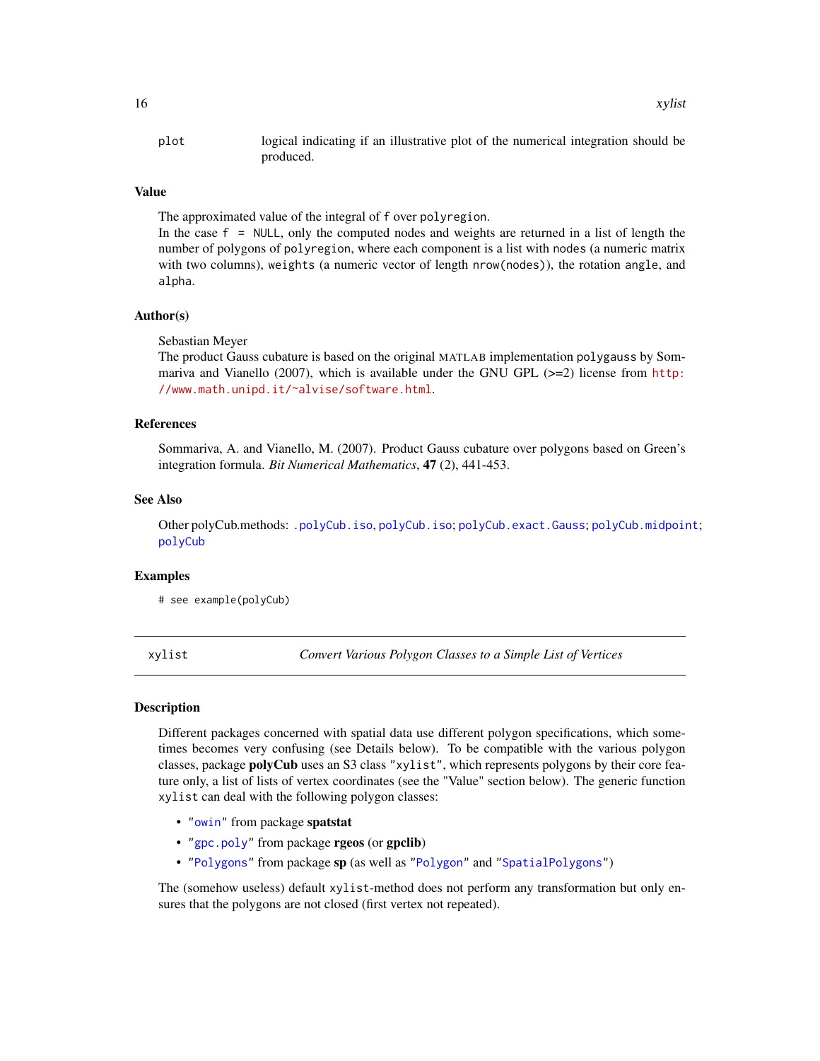| | |
|---|---|
| `plot` | logical indicating if an illustrative plot of the numerical integration should be produced. |

### Value

The approximated value of the integral of `f` over `polyregion`.
In the case `f = NULL`, only the computed nodes and weights are returned in a list of length the number of polygons of `polyregion`, where each component is a list with `nodes` (a numeric matrix with two columns), `weights` (a numeric vector of length `nrow(nodes)`), the rotation `angle`, and `alpha`.

### Author(s)

Sebastian Meyer
The product Gauss cubature is based on the original MATLAB implementation `polygauss` by Sommariva and Vianello (2007), which is available under the GNU GPL (>=2) license from http://www.math.unipd.it/~alvise/software.html.

### References

Sommariva, A. and Vianello, M. (2007). Product Gauss cubature over polygons based on Green's integration formula. *Bit Numerical Mathematics*, **47** (2), 441-453.

### See Also

Other polyCub.methods: `.polyCub.iso`, `polyCub.iso`; `polyCub.exact.Gauss`; `polyCub.midpoint`; `polyCub`

### Examples

```
# see example(polyCub)
```

---

## xylist — *Convert Various Polygon Classes to a Simple List of Vertices*

### Description

Different packages concerned with spatial data use different polygon specifications, which sometimes becomes very confusing (see Details below). To be compatible with the various polygon classes, package **polyCub** uses an S3 class `"xylist"`, which represents polygons by their core feature only, a list of lists of vertex coordinates (see the "Value" section below). The generic function `xylist` can deal with the following polygon classes:

- `"owin"` from package **spatstat**
- `"gpc.poly"` from package **rgeos** (or **gpclib**)
- `"Polygons"` from package **sp** (as well as `"Polygon"` and `"SpatialPolygons"`)

The (somehow useless) default `xylist`-method does not perform any transformation but only ensures that the polygons are not closed (first vertex not repeated).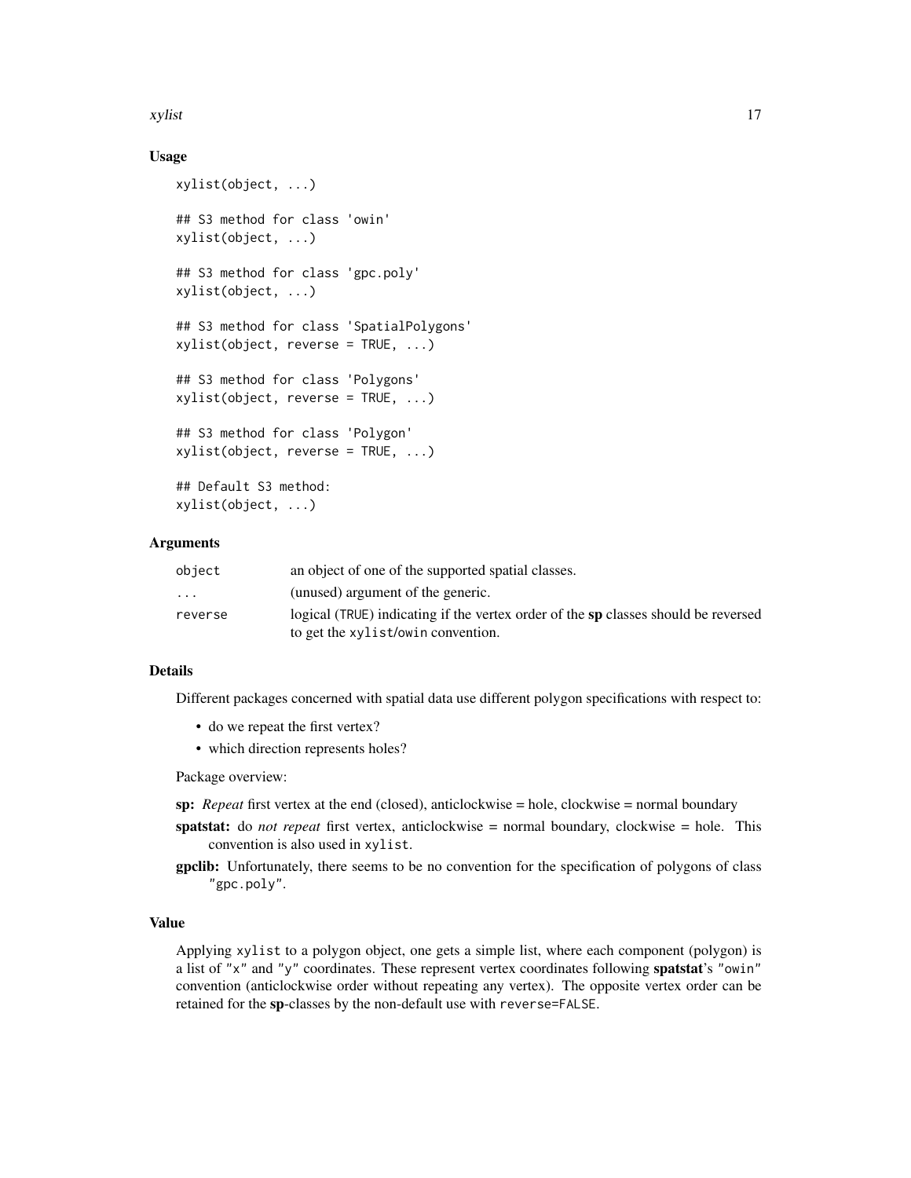## Usage

```
xylist(object, ...)

## S3 method for class 'owin'
xylist(object, ...)

## S3 method for class 'gpc.poly'
xylist(object, ...)

## S3 method for class 'SpatialPolygons'
xylist(object, reverse = TRUE, ...)

## S3 method for class 'Polygons'
xylist(object, reverse = TRUE, ...)

## S3 method for class 'Polygon'
xylist(object, reverse = TRUE, ...)

## Default S3 method:
xylist(object, ...)
```

## Arguments

| | |
|---|---|
| `object` | an object of one of the supported spatial classes. |
| `...` | (unused) argument of the generic. |
| `reverse` | logical (`TRUE`) indicating if the vertex order of the **sp** classes should be reversed to get the `xylist`/`owin` convention. |

## Details

Different packages concerned with spatial data use different polygon specifications with respect to:

- do we repeat the first vertex?
- which direction represents holes?

Package overview:

**sp:** *Repeat* first vertex at the end (closed), anticlockwise = hole, clockwise = normal boundary

**spatstat:** do *not repeat* first vertex, anticlockwise = normal boundary, clockwise = hole. This convention is also used in `xylist`.

**gpclib:** Unfortunately, there seems to be no convention for the specification of polygons of class `"gpc.poly"`.

## Value

Applying `xylist` to a polygon object, one gets a simple list, where each component (polygon) is a list of `"x"` and `"y"` coordinates. These represent vertex coordinates following **spatstat**'s `"owin"` convention (anticlockwise order without repeating any vertex). The opposite vertex order can be retained for the **sp**-classes by the non-default use with `reverse=FALSE`.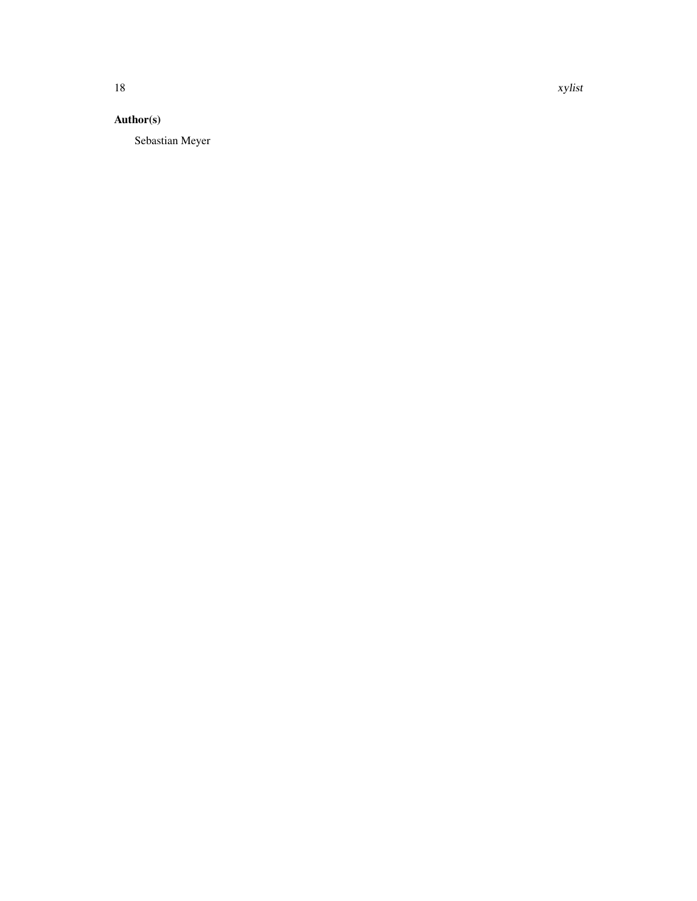### Author(s)

Sebastian Meyer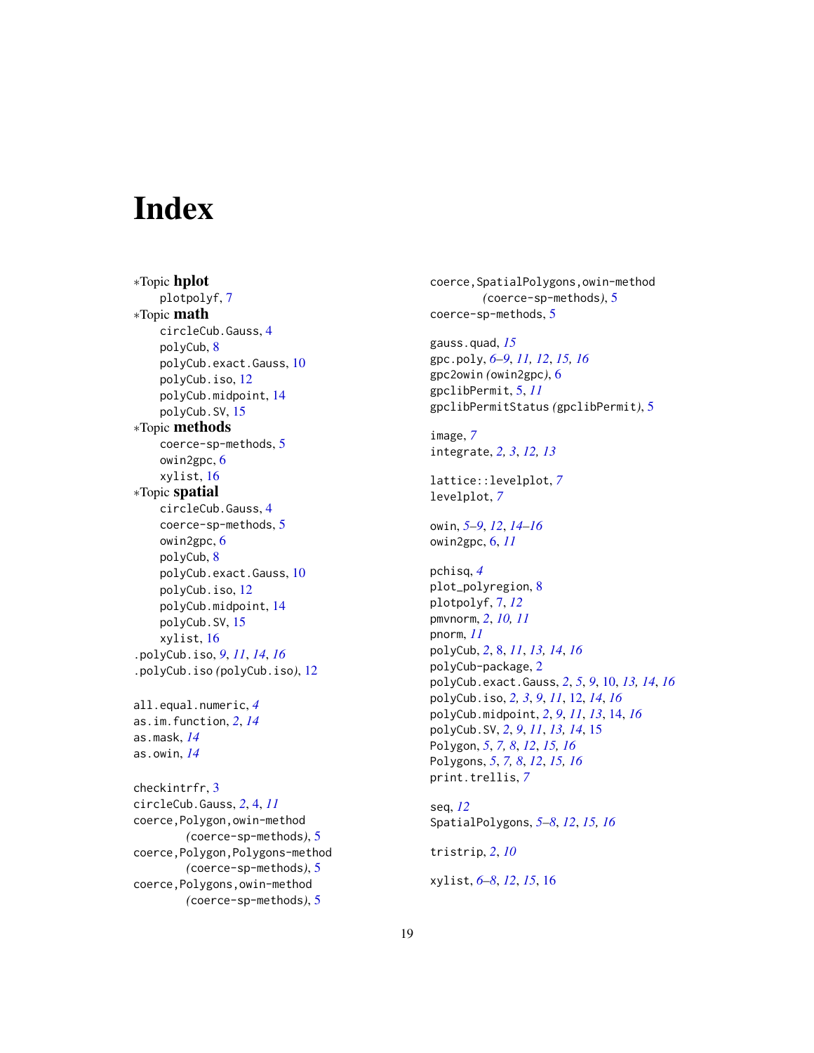# Index

*Topic **hplot**
  plotpolyf, 7
*Topic **math**
  circleCub.Gauss, 4
  polyCub, 8
  polyCub.exact.Gauss, 10
  polyCub.iso, 12
  polyCub.midpoint, 14
  polyCub.SV, 15
*Topic **methods**
  coerce-sp-methods, 5
  owin2gpc, 6
  xylist, 16
*Topic **spatial**
  circleCub.Gauss, 4
  coerce-sp-methods, 5
  owin2gpc, 6
  polyCub, 8
  polyCub.exact.Gauss, 10
  polyCub.iso, 12
  polyCub.midpoint, 14
  polyCub.SV, 15
  xylist, 16
.polyCub.iso, *9*, *11*, *14*, *16*
.polyCub.iso *(*polyCub.iso*)*, 12

all.equal.numeric, *4*
as.im.function, *2*, *14*
as.mask, *14*
as.owin, *14*

checkintrfr, 3
circleCub.Gauss, *2*, 4, *11*
coerce,Polygon,owin-method
  *(*coerce-sp-methods*)*, 5
coerce,Polygon,Polygons-method
  *(*coerce-sp-methods*)*, 5
coerce,Polygons,owin-method
  *(*coerce-sp-methods*)*, 5
coerce,SpatialPolygons,owin-method
  *(*coerce-sp-methods*)*, 5
coerce-sp-methods, 5

gauss.quad, *15*
gpc.poly, *6–9*, *11*, *12*, *15*, *16*
gpc2owin *(*owin2gpc*)*, 6
gpclibPermit, 5, *11*
gpclibPermitStatus *(*gpclibPermit*)*, 5

image, *7*
integrate, *2*, *3*, *12*, *13*

lattice::levelplot, *7*
levelplot, *7*

owin, *5–9*, *12*, *14–16*
owin2gpc, 6, *11*

pchisq, *4*
plot_polyregion, 8
plotpolyf, 7, *12*
pmvnorm, *2*, *10*, *11*
pnorm, *11*
polyCub, *2*, 8, *11*, *13*, *14*, *16*
polyCub-package, 2
polyCub.exact.Gauss, *2*, *5*, *9*, 10, *13*, *14*, *16*
polyCub.iso, *2*, *3*, *9*, *11*, 12, *14*, *16*
polyCub.midpoint, *2*, *9*, *11*, *13*, 14, *16*
polyCub.SV, *2*, *9*, *11*, *13*, *14*, 15
Polygon, *5*, *7*, *8*, *12*, *15*, *16*
Polygons, *5*, *7*, *8*, *12*, *15*, *16*
print.trellis, *7*

seq, *12*
SpatialPolygons, *5–8*, *12*, *15*, *16*

tristrip, *2*, *10*

xylist, *6–8*, *12*, *15*, 16